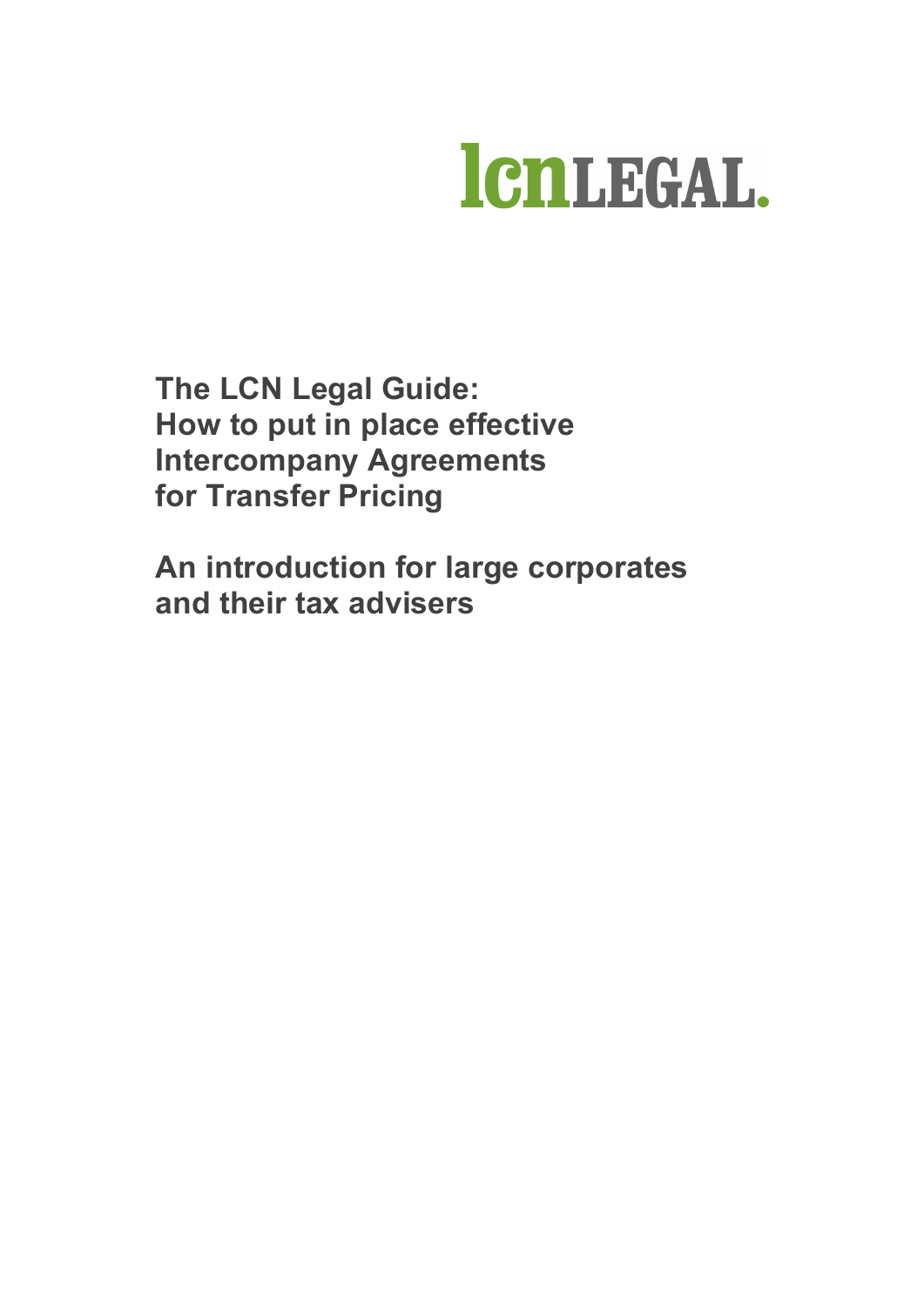lcnLEGAL.

# The LCN Legal Guide: How to put in place effective Intercompany Agreements for Transfer Pricing

## An introduction for large corporates and their tax advisers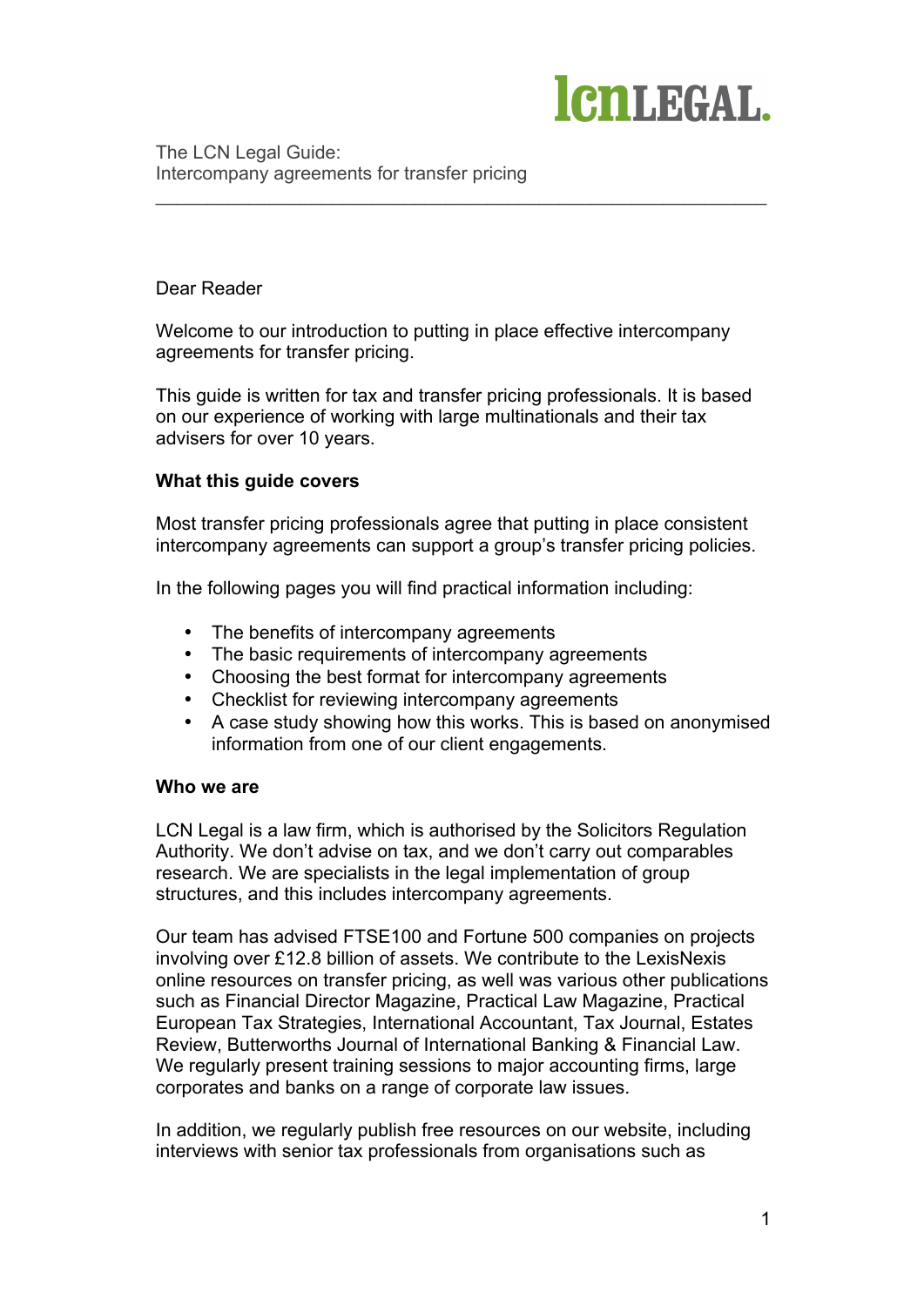The LCN Legal Guide:
Intercompany agreements for transfer pricing

Dear Reader

Welcome to our introduction to putting in place effective intercompany agreements for transfer pricing.

This guide is written for tax and transfer pricing professionals. It is based on our experience of working with large multinationals and their tax advisers for over 10 years.

**What this guide covers**

Most transfer pricing professionals agree that putting in place consistent intercompany agreements can support a group's transfer pricing policies.

In the following pages you will find practical information including:

- The benefits of intercompany agreements
- The basic requirements of intercompany agreements
- Choosing the best format for intercompany agreements
- Checklist for reviewing intercompany agreements
- A case study showing how this works. This is based on anonymised information from one of our client engagements.

**Who we are**

LCN Legal is a law firm, which is authorised by the Solicitors Regulation Authority. We don't advise on tax, and we don't carry out comparables research. We are specialists in the legal implementation of group structures, and this includes intercompany agreements.

Our team has advised FTSE100 and Fortune 500 companies on projects involving over £12.8 billion of assets. We contribute to the LexisNexis online resources on transfer pricing, as well was various other publications such as Financial Director Magazine, Practical Law Magazine, Practical European Tax Strategies, International Accountant, Tax Journal, Estates Review, Butterworths Journal of International Banking & Financial Law. We regularly present training sessions to major accounting firms, large corporates and banks on a range of corporate law issues.

In addition, we regularly publish free resources on our website, including interviews with senior tax professionals from organisations such as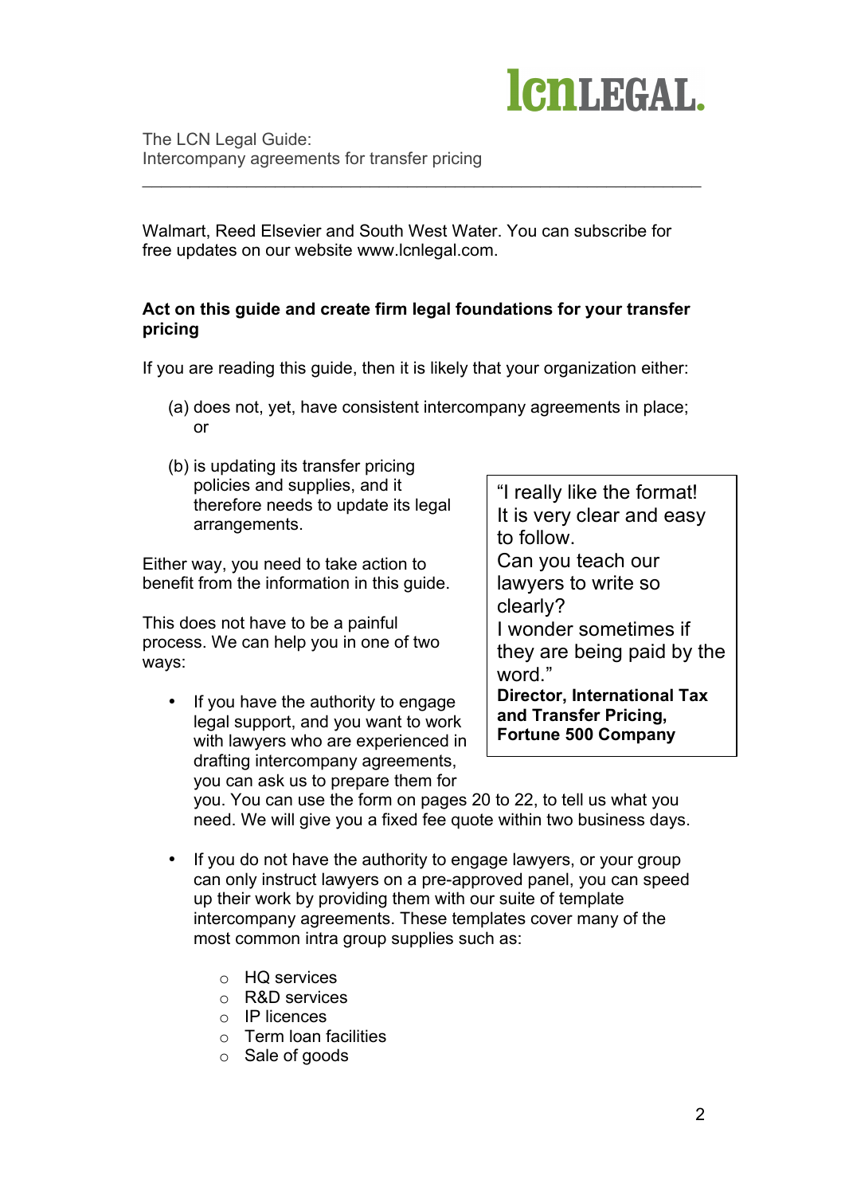Walmart, Reed Elsevier and South West Water. You can subscribe for free updates on our website www.lcnlegal.com.

**Act on this guide and create firm legal foundations for your transfer pricing**

If you are reading this guide, then it is likely that your organization either:

(a) does not, yet, have consistent intercompany agreements in place; or

(b) is updating its transfer pricing policies and supplies, and it therefore needs to update its legal arrangements.

Either way, you need to take action to benefit from the information in this guide.

This does not have to be a painful process. We can help you in one of two ways:

- If you have the authority to engage legal support, and you want to work with lawyers who are experienced in drafting intercompany agreements, you can ask us to prepare them for you. You can use the form on pages 20 to 22, to tell us what you need. We will give you a fixed fee quote within two business days.

- If you do not have the authority to engage lawyers, or your group can only instruct lawyers on a pre-approved panel, you can speed up their work by providing them with our suite of template intercompany agreements. These templates cover many of the most common intra group supplies such as:
  - HQ services
  - R&D services
  - IP licences
  - Term loan facilities
  - Sale of goods

> "I really like the format! It is very clear and easy to follow.
> Can you teach our lawyers to write so clearly?
> I wonder sometimes if they are being paid by the word."
> **Director, International Tax and Transfer Pricing, Fortune 500 Company**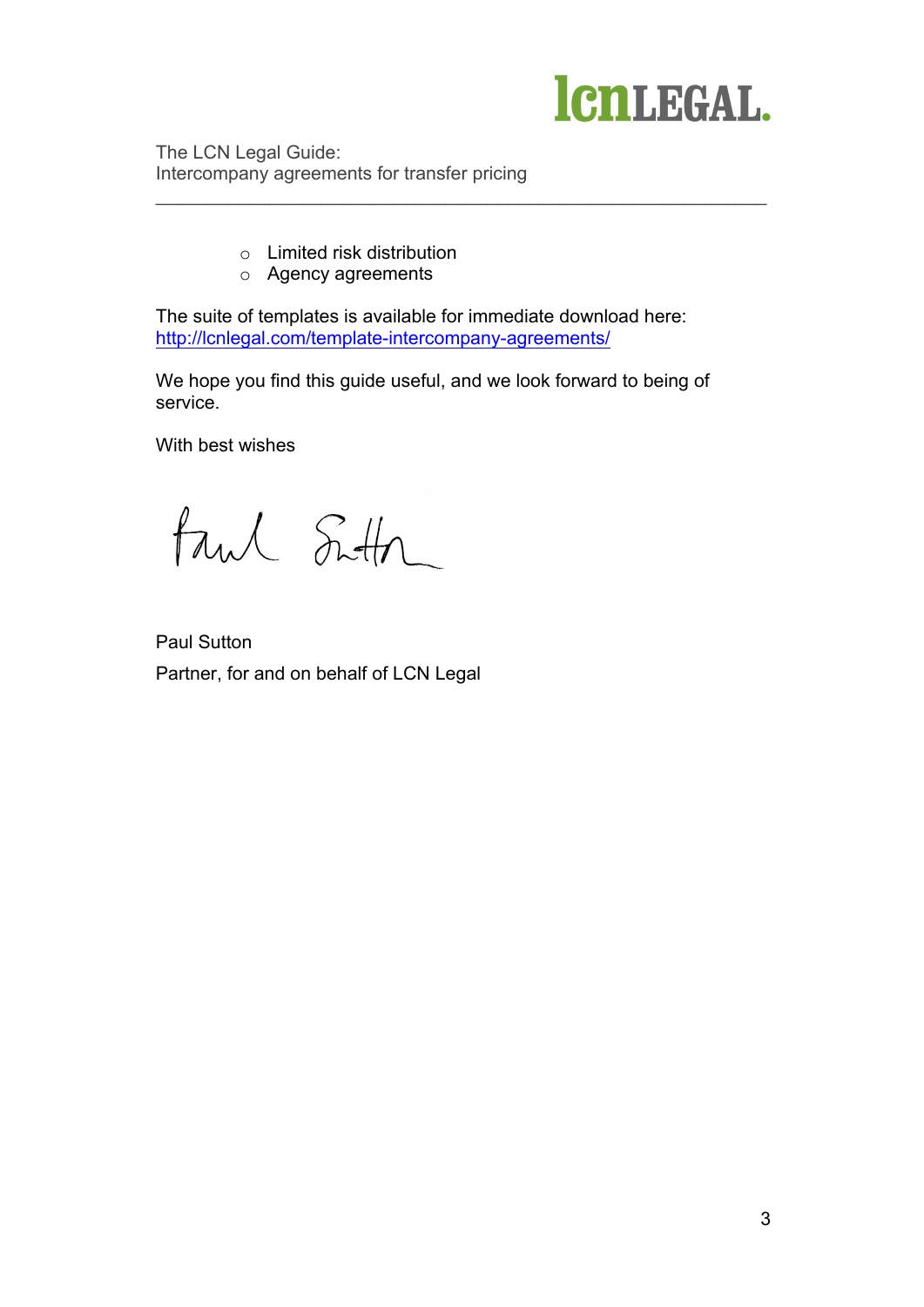- Limited risk distribution
- Agency agreements

The suite of templates is available for immediate download here: [http://lcnlegal.com/template-intercompany-agreements/](http://lcnlegal.com/template-intercompany-agreements/)

We hope you find this guide useful, and we look forward to being of service.

With best wishes

Paul Sutton

Partner, for and on behalf of LCN Legal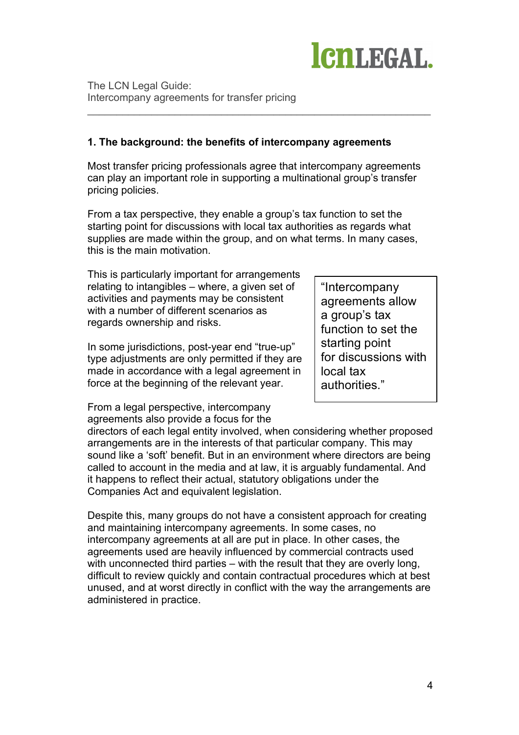## 1. The background: the benefits of intercompany agreements

Most transfer pricing professionals agree that intercompany agreements can play an important role in supporting a multinational group's transfer pricing policies.

From a tax perspective, they enable a group's tax function to set the starting point for discussions with local tax authorities as regards what supplies are made within the group, and on what terms. In many cases, this is the main motivation.

This is particularly important for arrangements relating to intangibles – where, a given set of activities and payments may be consistent with a number of different scenarios as regards ownership and risks.

In some jurisdictions, post-year end "true-up" type adjustments are only permitted if they are made in accordance with a legal agreement in force at the beginning of the relevant year.

> "Intercompany agreements allow a group's tax function to set the starting point for discussions with local tax authorities."

From a legal perspective, intercompany agreements also provide a focus for the directors of each legal entity involved, when considering whether proposed arrangements are in the interests of that particular company. This may sound like a 'soft' benefit. But in an environment where directors are being called to account in the media and at law, it is arguably fundamental. And it happens to reflect their actual, statutory obligations under the Companies Act and equivalent legislation.

Despite this, many groups do not have a consistent approach for creating and maintaining intercompany agreements. In some cases, no intercompany agreements at all are put in place. In other cases, the agreements used are heavily influenced by commercial contracts used with unconnected third parties – with the result that they are overly long, difficult to review quickly and contain contractual procedures which at best unused, and at worst directly in conflict with the way the arrangements are administered in practice.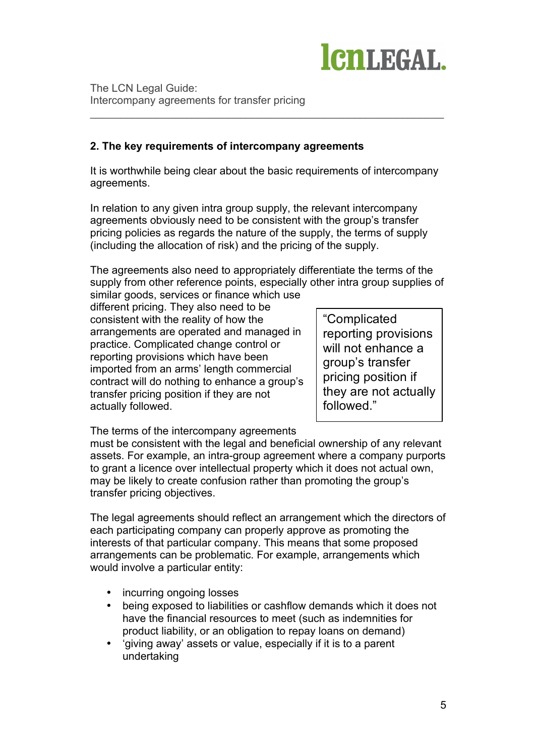## 2. The key requirements of intercompany agreements

It is worthwhile being clear about the basic requirements of intercompany agreements.

In relation to any given intra group supply, the relevant intercompany agreements obviously need to be consistent with the group's transfer pricing policies as regards the nature of the supply, the terms of supply (including the allocation of risk) and the pricing of the supply.

The agreements also need to appropriately differentiate the terms of the supply from other reference points, especially other intra group supplies of similar goods, services or finance which use different pricing. They also need to be consistent with the reality of how the arrangements are operated and managed in practice. Complicated change control or reporting provisions which have been imported from an arms' length commercial contract will do nothing to enhance a group's transfer pricing position if they are not actually followed.

> "Complicated reporting provisions will not enhance a group's transfer pricing position if they are not actually followed."

The terms of the intercompany agreements must be consistent with the legal and beneficial ownership of any relevant assets. For example, an intra-group agreement where a company purports to grant a licence over intellectual property which it does not actual own, may be likely to create confusion rather than promoting the group's transfer pricing objectives.

The legal agreements should reflect an arrangement which the directors of each participating company can properly approve as promoting the interests of that particular company. This means that some proposed arrangements can be problematic. For example, arrangements which would involve a particular entity:

- incurring ongoing losses
- being exposed to liabilities or cashflow demands which it does not have the financial resources to meet (such as indemnities for product liability, or an obligation to repay loans on demand)
- 'giving away' assets or value, especially if it is to a parent undertaking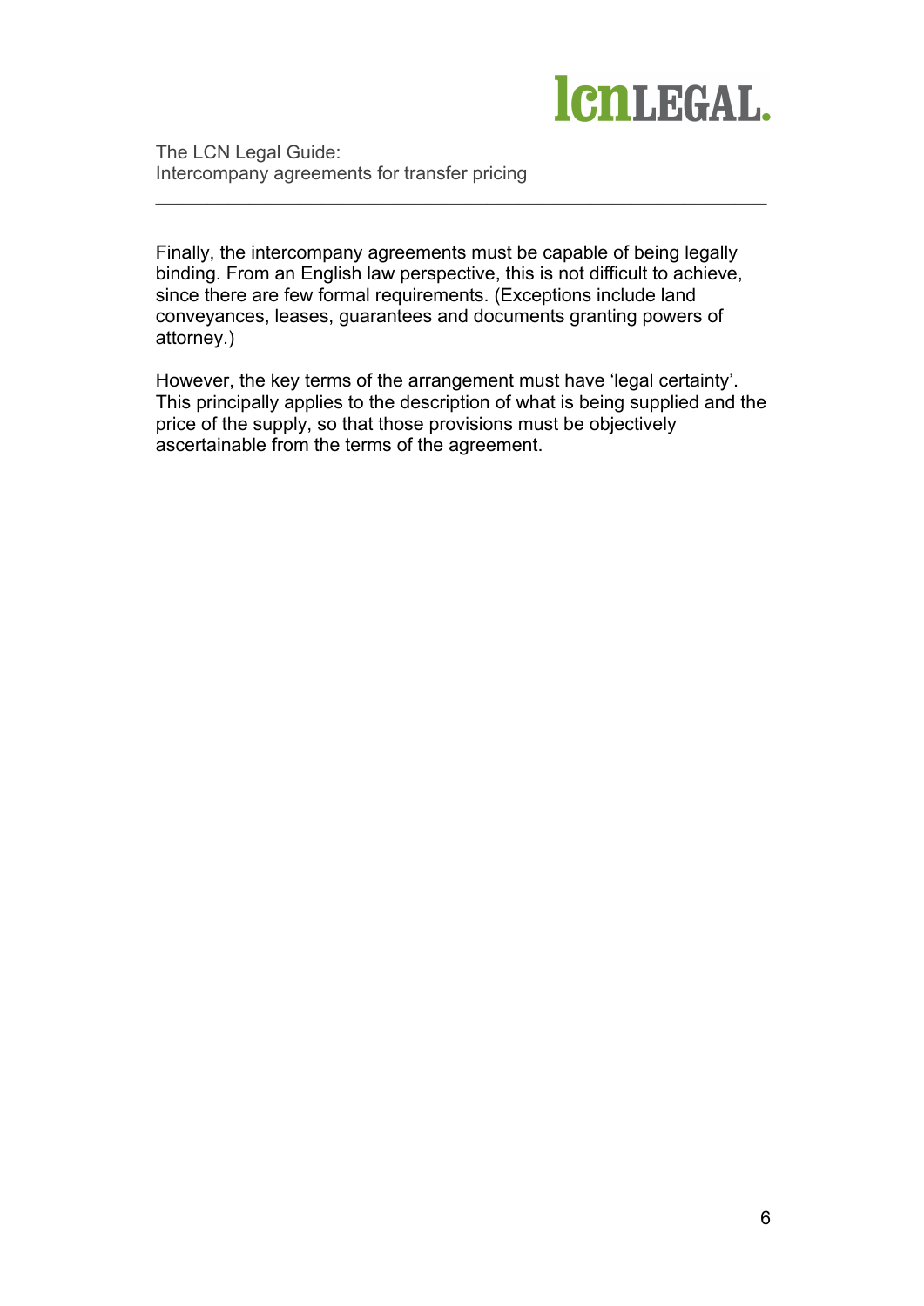Finally, the intercompany agreements must be capable of being legally binding. From an English law perspective, this is not difficult to achieve, since there are few formal requirements. (Exceptions include land conveyances, leases, guarantees and documents granting powers of attorney.)

However, the key terms of the arrangement must have 'legal certainty'. This principally applies to the description of what is being supplied and the price of the supply, so that those provisions must be objectively ascertainable from the terms of the agreement.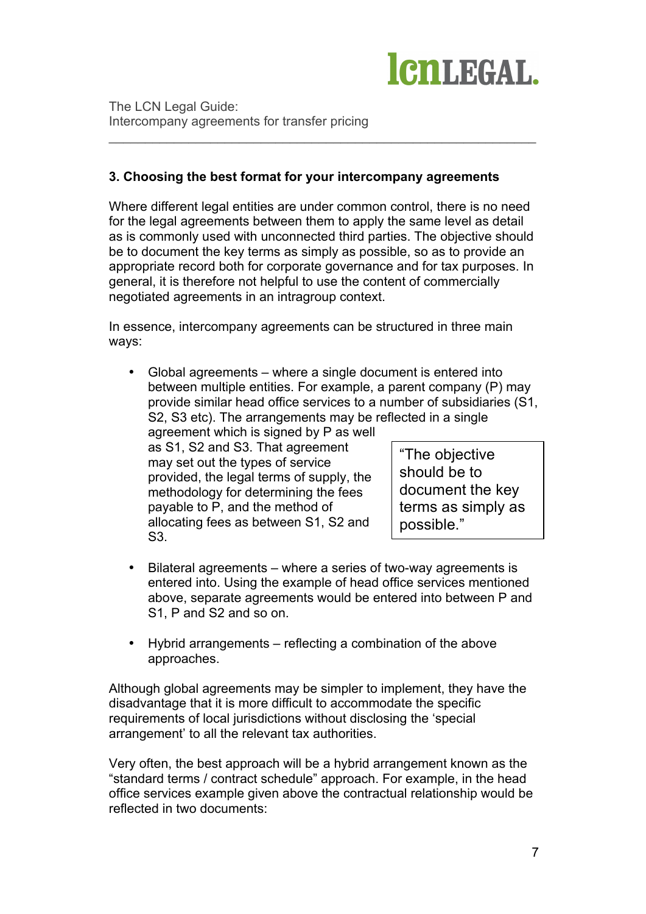## 3. Choosing the best format for your intercompany agreements

Where different legal entities are under common control, there is no need for the legal agreements between them to apply the same level as detail as is commonly used with unconnected third parties. The objective should be to document the key terms as simply as possible, so as to provide an appropriate record both for corporate governance and for tax purposes. In general, it is therefore not helpful to use the content of commercially negotiated agreements in an intragroup context.

In essence, intercompany agreements can be structured in three main ways:

- Global agreements – where a single document is entered into between multiple entities. For example, a parent company (P) may provide similar head office services to a number of subsidiaries (S1, S2, S3 etc). The arrangements may be reflected in a single agreement which is signed by P as well as S1, S2 and S3. That agreement may set out the types of service provided, the legal terms of supply, the methodology for determining the fees payable to P, and the method of allocating fees as between S1, S2 and S3.

> "The objective should be to document the key terms as simply as possible."

- Bilateral agreements – where a series of two-way agreements is entered into. Using the example of head office services mentioned above, separate agreements would be entered into between P and S1, P and S2 and so on.

- Hybrid arrangements – reflecting a combination of the above approaches.

Although global agreements may be simpler to implement, they have the disadvantage that it is more difficult to accommodate the specific requirements of local jurisdictions without disclosing the 'special arrangement' to all the relevant tax authorities.

Very often, the best approach will be a hybrid arrangement known as the "standard terms / contract schedule" approach. For example, in the head office services example given above the contractual relationship would be reflected in two documents: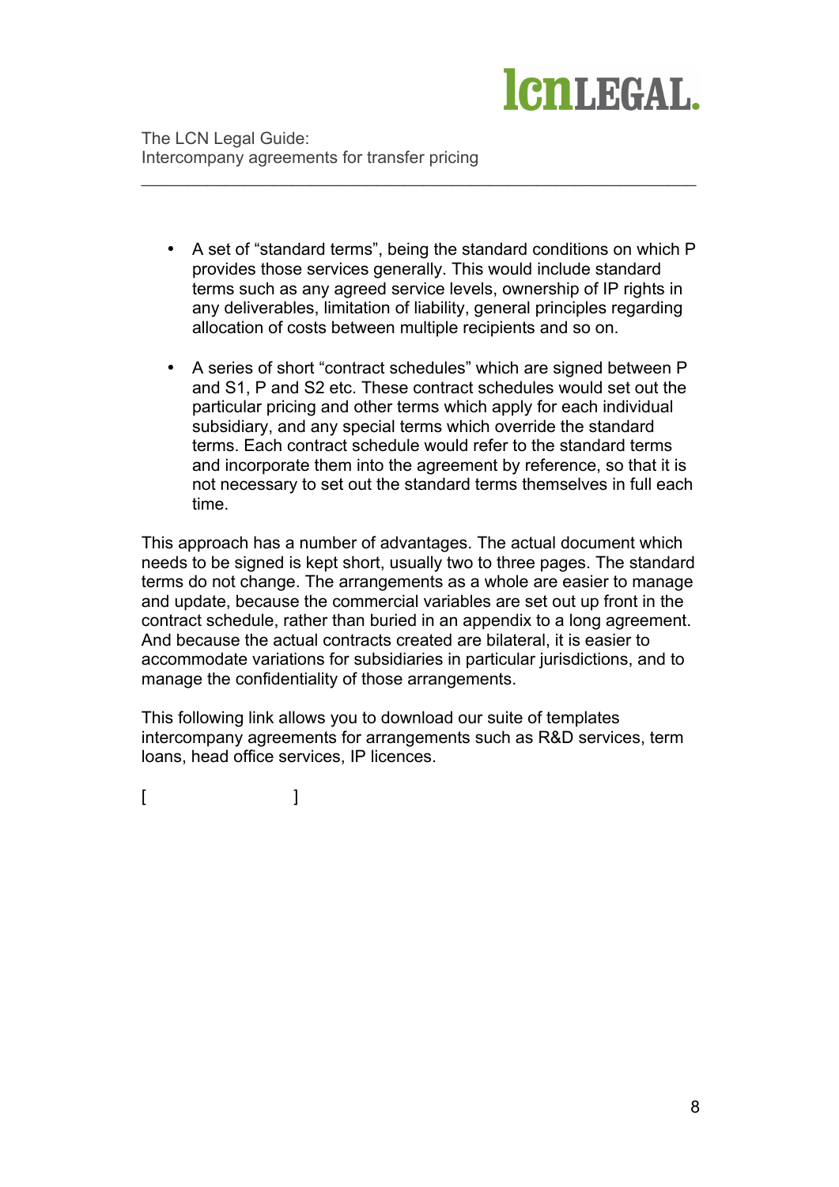- A set of "standard terms", being the standard conditions on which P provides those services generally. This would include standard terms such as any agreed service levels, ownership of IP rights in any deliverables, limitation of liability, general principles regarding allocation of costs between multiple recipients and so on.

- A series of short "contract schedules" which are signed between P and S1, P and S2 etc. These contract schedules would set out the particular pricing and other terms which apply for each individual subsidiary, and any special terms which override the standard terms. Each contract schedule would refer to the standard terms and incorporate them into the agreement by reference, so that it is not necessary to set out the standard terms themselves in full each time.

This approach has a number of advantages. The actual document which needs to be signed is kept short, usually two to three pages. The standard terms do not change. The arrangements as a whole are easier to manage and update, because the commercial variables are set out up front in the contract schedule, rather than buried in an appendix to a long agreement. And because the actual contracts created are bilateral, it is easier to accommodate variations for subsidiaries in particular jurisdictions, and to manage the confidentiality of those arrangements.

This following link allows you to download our suite of templates intercompany agreements for arrangements such as R&D services, term loans, head office services, IP licences.

[ ]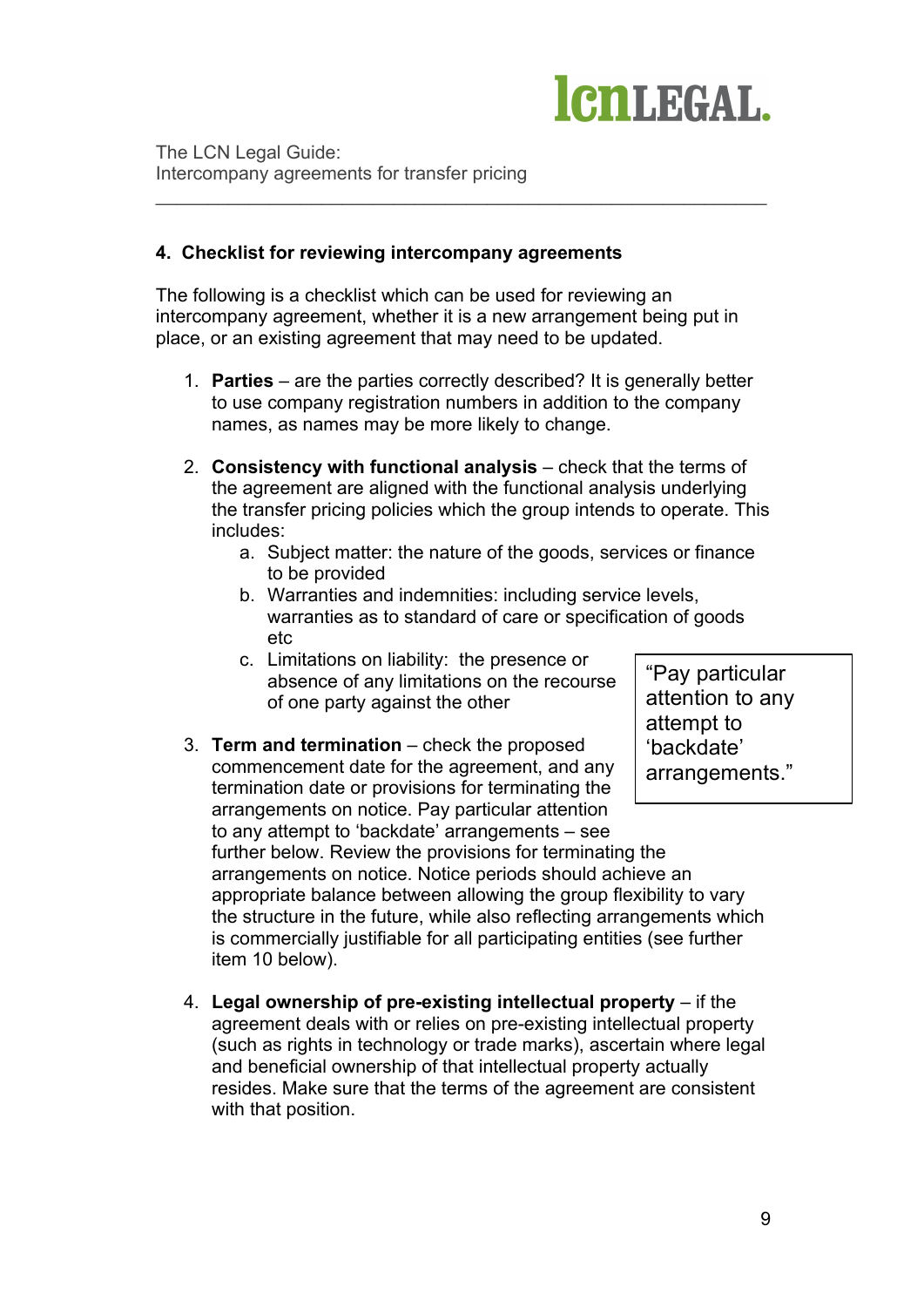## 4. Checklist for reviewing intercompany agreements

The following is a checklist which can be used for reviewing an intercompany agreement, whether it is a new arrangement being put in place, or an existing agreement that may need to be updated.

1. **Parties** – are the parties correctly described? It is generally better to use company registration numbers in addition to the company names, as names may be more likely to change.

2. **Consistency with functional analysis** – check that the terms of the agreement are aligned with the functional analysis underlying the transfer pricing policies which the group intends to operate. This includes:
    a. Subject matter: the nature of the goods, services or finance to be provided
    b. Warranties and indemnities: including service levels, warranties as to standard of care or specification of goods etc
    c. Limitations on liability: the presence or absence of any limitations on the recourse of one party against the other

3. **Term and termination** – check the proposed commencement date for the agreement, and any termination date or provisions for terminating the arrangements on notice. Pay particular attention to any attempt to 'backdate' arrangements – see further below. Review the provisions for terminating the arrangements on notice. Notice periods should achieve an appropriate balance between allowing the group flexibility to vary the structure in the future, while also reflecting arrangements which is commercially justifiable for all participating entities (see further item 10 below).

> "Pay particular attention to any attempt to 'backdate' arrangements."

4. **Legal ownership of pre-existing intellectual property** – if the agreement deals with or relies on pre-existing intellectual property (such as rights in technology or trade marks), ascertain where legal and beneficial ownership of that intellectual property actually resides. Make sure that the terms of the agreement are consistent with that position.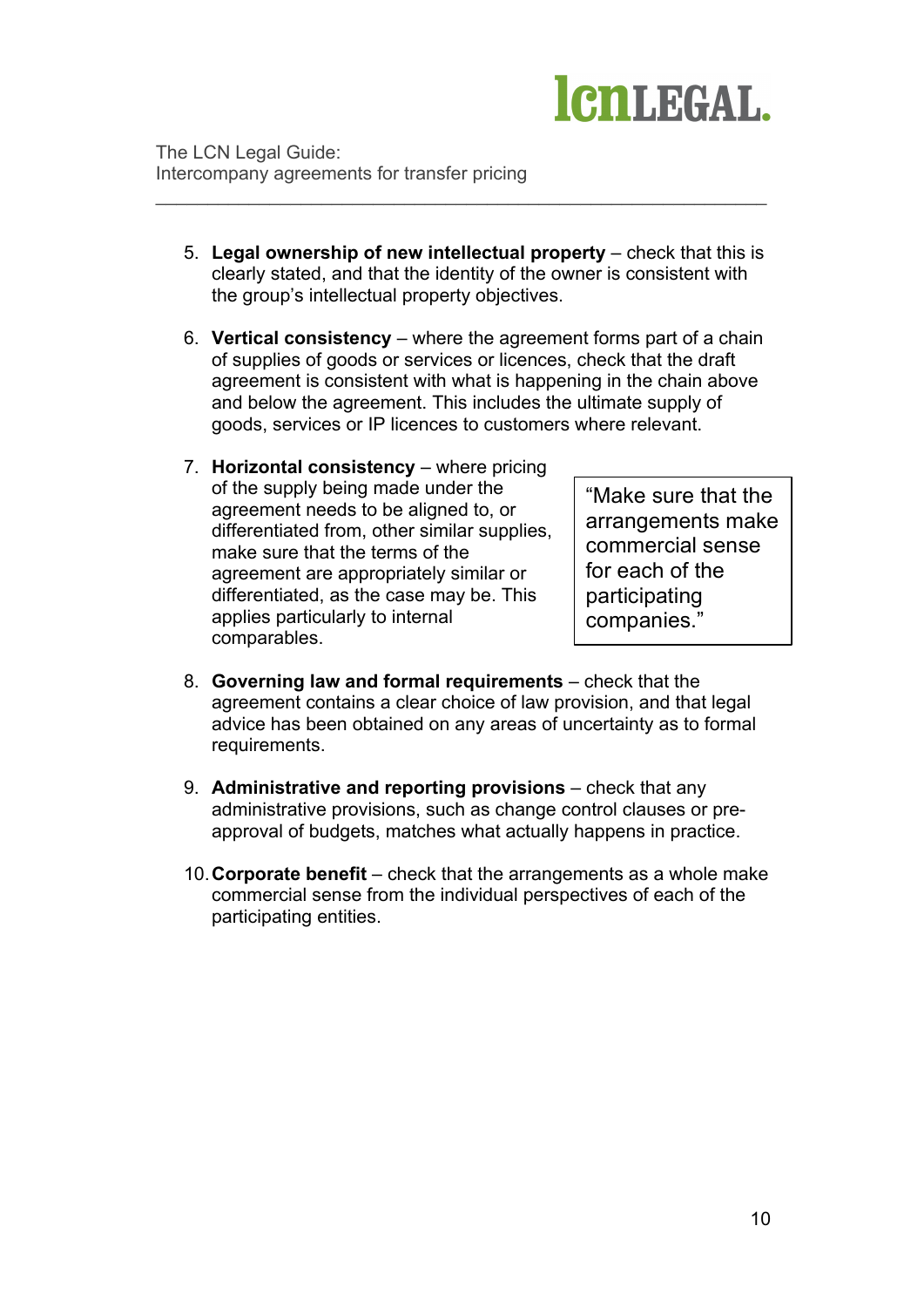5. **Legal ownership of new intellectual property** – check that this is clearly stated, and that the identity of the owner is consistent with the group's intellectual property objectives.

6. **Vertical consistency** – where the agreement forms part of a chain of supplies of goods or services or licences, check that the draft agreement is consistent with what is happening in the chain above and below the agreement. This includes the ultimate supply of goods, services or IP licences to customers where relevant.

7. **Horizontal consistency** – where pricing of the supply being made under the agreement needs to be aligned to, or differentiated from, other similar supplies, make sure that the terms of the agreement are appropriately similar or differentiated, as the case may be. This applies particularly to internal comparables.

> "Make sure that the arrangements make commercial sense for each of the participating companies."

8. **Governing law and formal requirements** – check that the agreement contains a clear choice of law provision, and that legal advice has been obtained on any areas of uncertainty as to formal requirements.

9. **Administrative and reporting provisions** – check that any administrative provisions, such as change control clauses or pre-approval of budgets, matches what actually happens in practice.

10. **Corporate benefit** – check that the arrangements as a whole make commercial sense from the individual perspectives of each of the participating entities.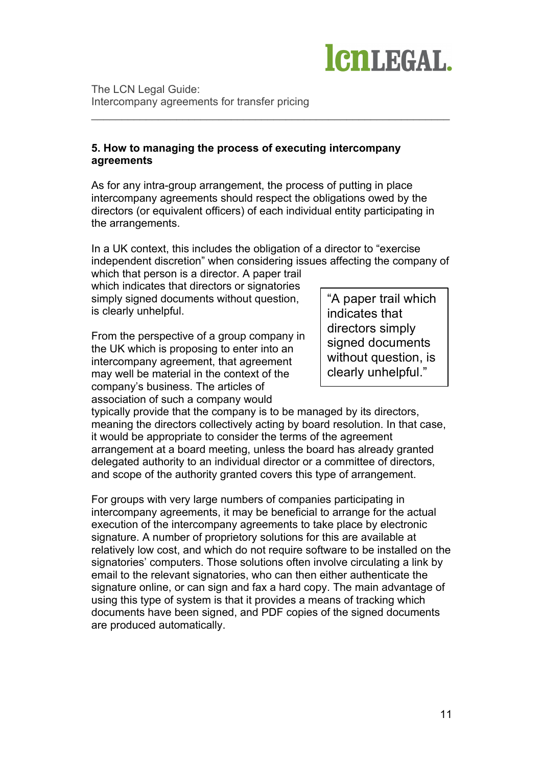## 5. How to managing the process of executing intercompany agreements

As for any intra-group arrangement, the process of putting in place intercompany agreements should respect the obligations owed by the directors (or equivalent officers) of each individual entity participating in the arrangements.

In a UK context, this includes the obligation of a director to "exercise independent discretion" when considering issues affecting the company of which that person is a director. A paper trail which indicates that directors or signatories simply signed documents without question, is clearly unhelpful.

> "A paper trail which indicates that directors simply signed documents without question, is clearly unhelpful."

From the perspective of a group company in the UK which is proposing to enter into an intercompany agreement, that agreement may well be material in the context of the company's business. The articles of association of such a company would typically provide that the company is to be managed by its directors, meaning the directors collectively acting by board resolution. In that case, it would be appropriate to consider the terms of the agreement arrangement at a board meeting, unless the board has already granted delegated authority to an individual director or a committee of directors, and scope of the authority granted covers this type of arrangement.

For groups with very large numbers of companies participating in intercompany agreements, it may be beneficial to arrange for the actual execution of the intercompany agreements to take place by electronic signature. A number of proprietory solutions for this are available at relatively low cost, and which do not require software to be installed on the signatories' computers. Those solutions often involve circulating a link by email to the relevant signatories, who can then either authenticate the signature online, or can sign and fax a hard copy. The main advantage of using this type of system is that it provides a means of tracking which documents have been signed, and PDF copies of the signed documents are produced automatically.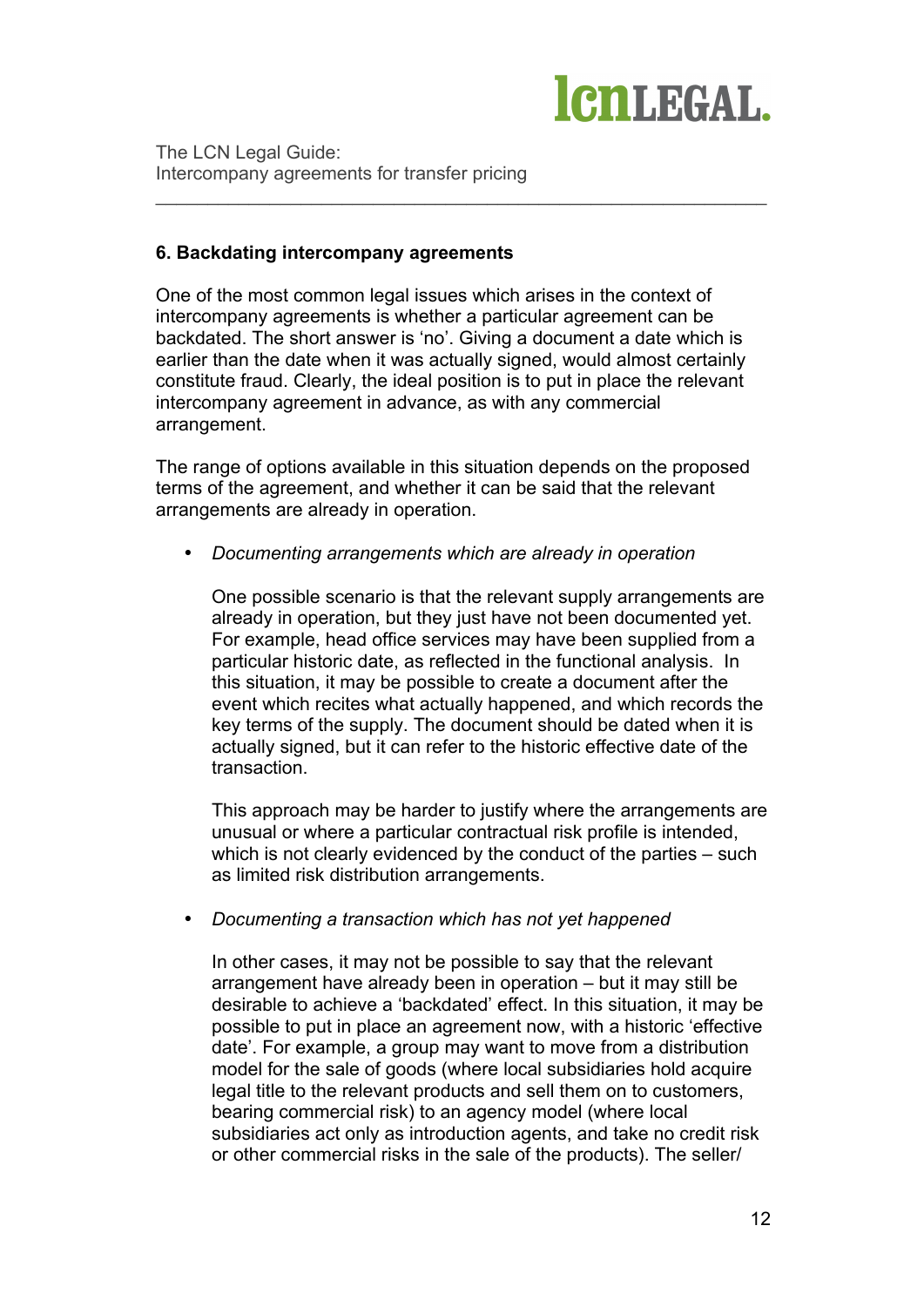## 6. Backdating intercompany agreements

One of the most common legal issues which arises in the context of intercompany agreements is whether a particular agreement can be backdated. The short answer is 'no'. Giving a document a date which is earlier than the date when it was actually signed, would almost certainly constitute fraud. Clearly, the ideal position is to put in place the relevant intercompany agreement in advance, as with any commercial arrangement.

The range of options available in this situation depends on the proposed terms of the agreement, and whether it can be said that the relevant arrangements are already in operation.

- *Documenting arrangements which are already in operation*

  One possible scenario is that the relevant supply arrangements are already in operation, but they just have not been documented yet. For example, head office services may have been supplied from a particular historic date, as reflected in the functional analysis. In this situation, it may be possible to create a document after the event which recites what actually happened, and which records the key terms of the supply. The document should be dated when it is actually signed, but it can refer to the historic effective date of the transaction.

  This approach may be harder to justify where the arrangements are unusual or where a particular contractual risk profile is intended, which is not clearly evidenced by the conduct of the parties – such as limited risk distribution arrangements.

- *Documenting a transaction which has not yet happened*

  In other cases, it may not be possible to say that the relevant arrangement have already been in operation – but it may still be desirable to achieve a 'backdated' effect. In this situation, it may be possible to put in place an agreement now, with a historic 'effective date'. For example, a group may want to move from a distribution model for the sale of goods (where local subsidiaries hold acquire legal title to the relevant products and sell them on to customers, bearing commercial risk) to an agency model (where local subsidiaries act only as introduction agents, and take no credit risk or other commercial risks in the sale of the products). The seller/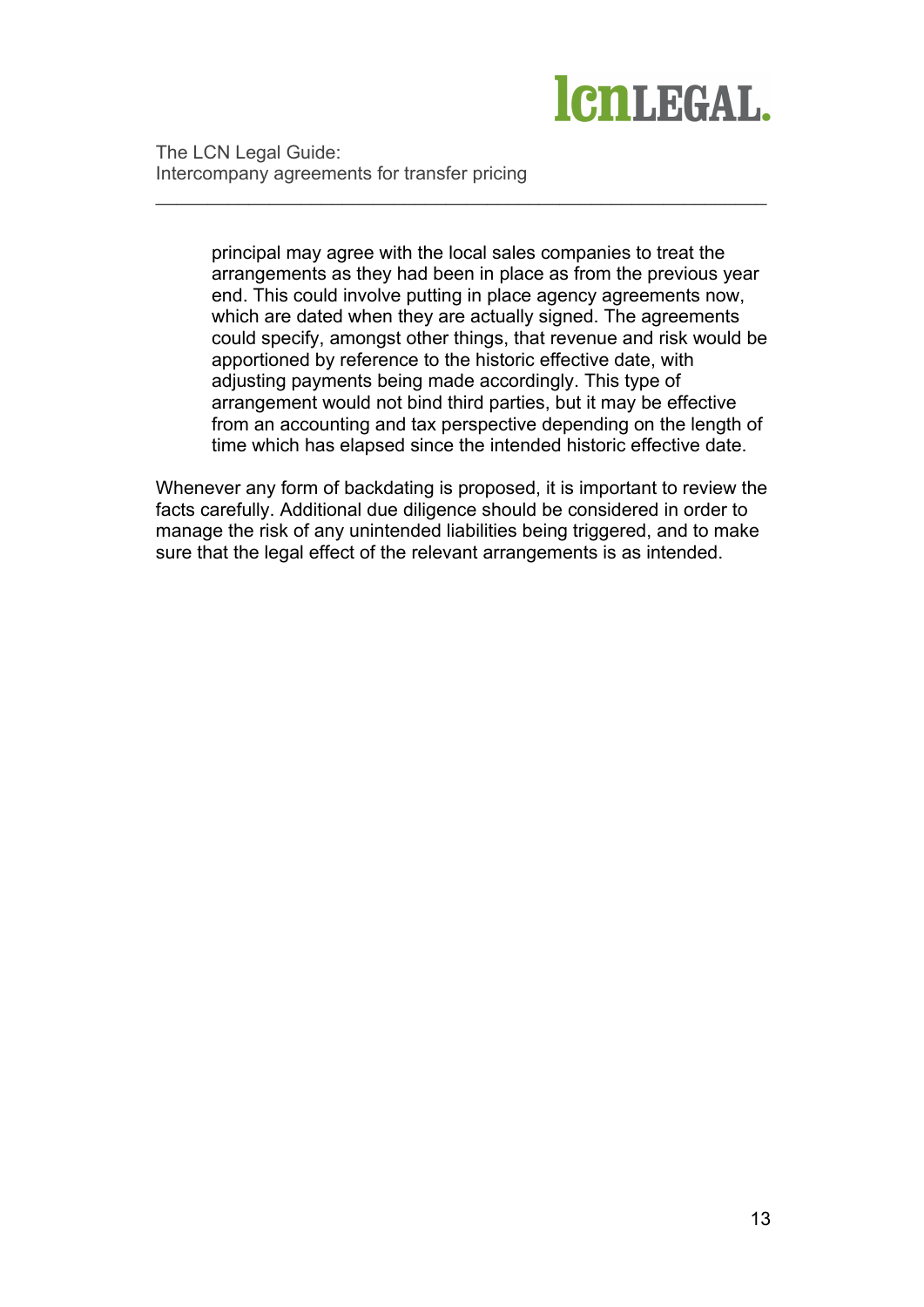principal may agree with the local sales companies to treat the arrangements as they had been in place as from the previous year end. This could involve putting in place agency agreements now, which are dated when they are actually signed. The agreements could specify, amongst other things, that revenue and risk would be apportioned by reference to the historic effective date, with adjusting payments being made accordingly. This type of arrangement would not bind third parties, but it may be effective from an accounting and tax perspective depending on the length of time which has elapsed since the intended historic effective date.

Whenever any form of backdating is proposed, it is important to review the facts carefully. Additional due diligence should be considered in order to manage the risk of any unintended liabilities being triggered, and to make sure that the legal effect of the relevant arrangements is as intended.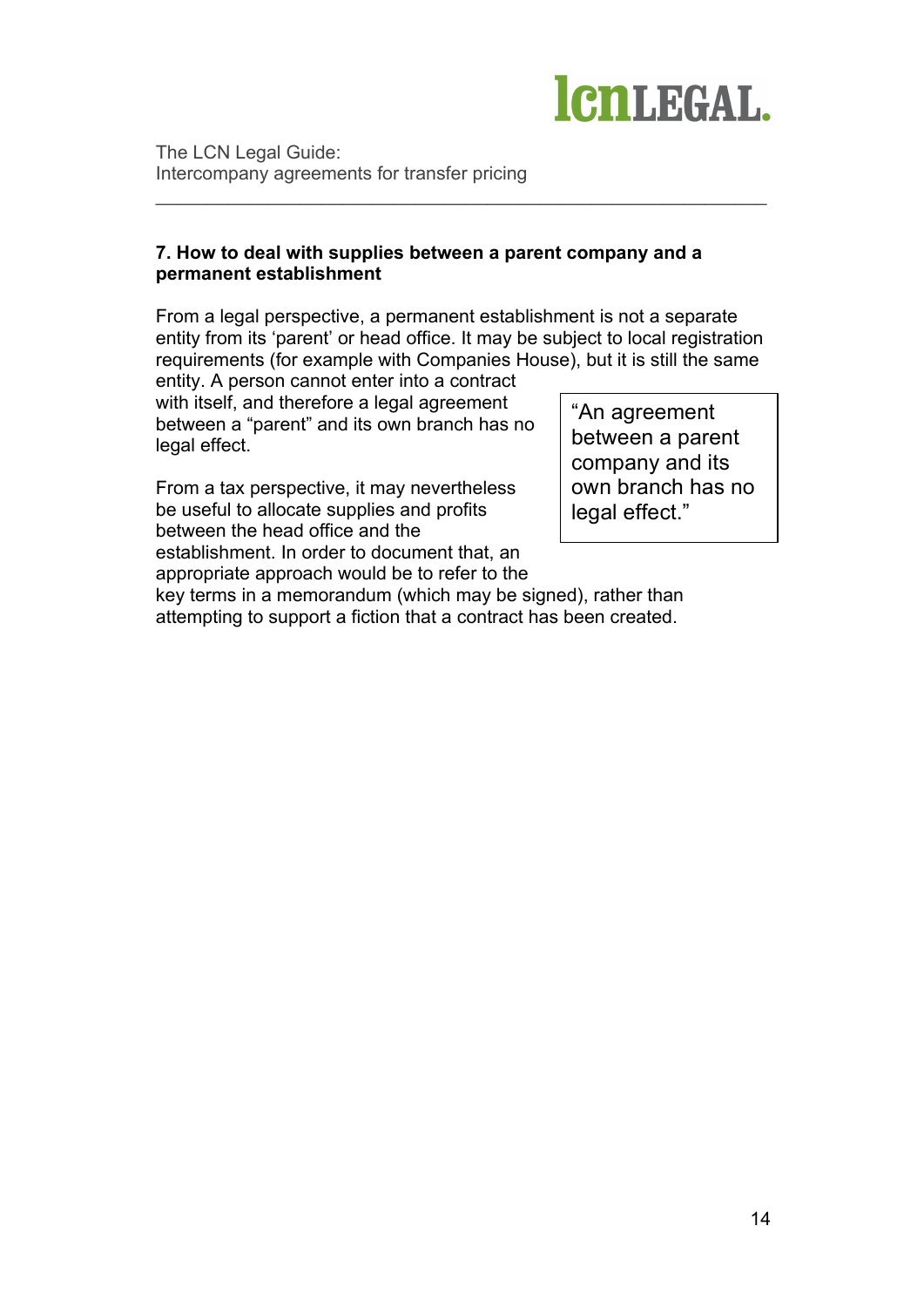## 7. How to deal with supplies between a parent company and a permanent establishment

From a legal perspective, a permanent establishment is not a separate entity from its 'parent' or head office. It may be subject to local registration requirements (for example with Companies House), but it is still the same entity. A person cannot enter into a contract with itself, and therefore a legal agreement between a "parent" and its own branch has no legal effect.

> "An agreement between a parent company and its own branch has no legal effect."

From a tax perspective, it may nevertheless be useful to allocate supplies and profits between the head office and the establishment. In order to document that, an appropriate approach would be to refer to the key terms in a memorandum (which may be signed), rather than attempting to support a fiction that a contract has been created.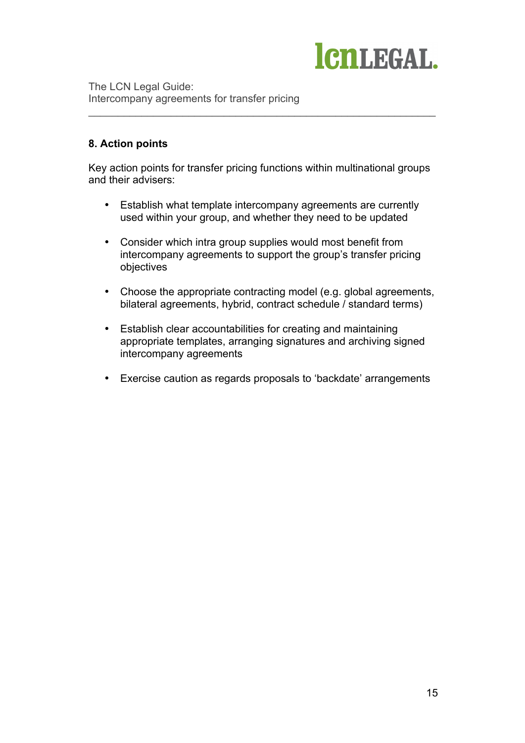## 8. Action points

Key action points for transfer pricing functions within multinational groups and their advisers:

- Establish what template intercompany agreements are currently used within your group, and whether they need to be updated
- Consider which intra group supplies would most benefit from intercompany agreements to support the group's transfer pricing objectives
- Choose the appropriate contracting model (e.g. global agreements, bilateral agreements, hybrid, contract schedule / standard terms)
- Establish clear accountabilities for creating and maintaining appropriate templates, arranging signatures and archiving signed intercompany agreements
- Exercise caution as regards proposals to 'backdate' arrangements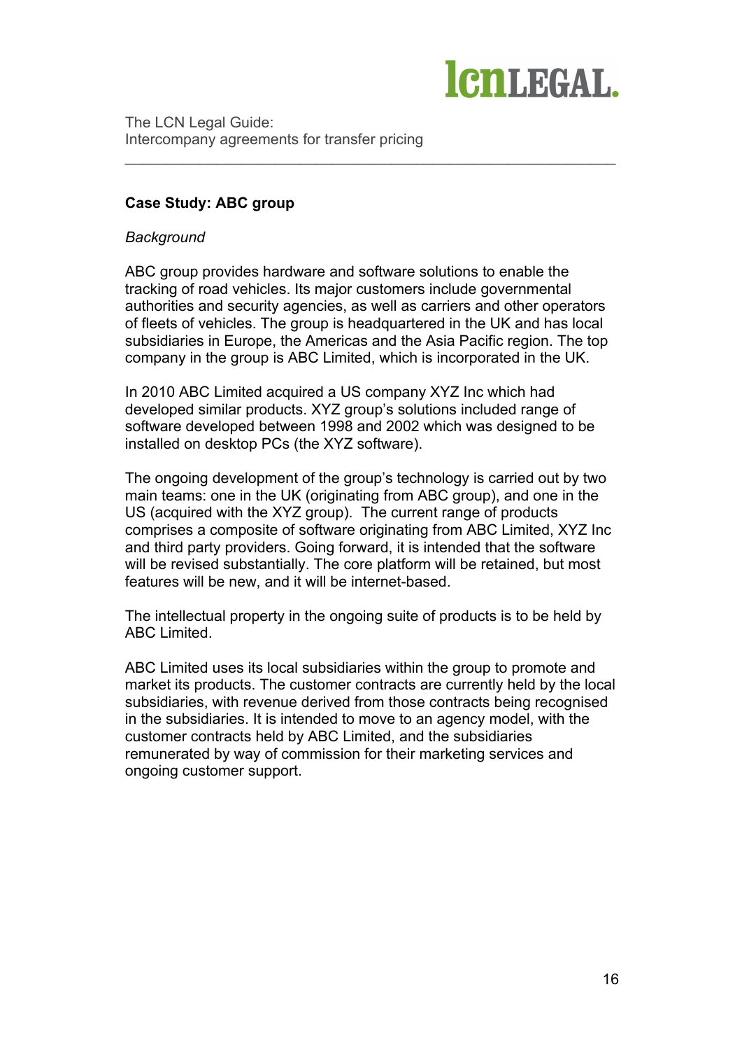## Case Study: ABC group

*Background*

ABC group provides hardware and software solutions to enable the tracking of road vehicles. Its major customers include governmental authorities and security agencies, as well as carriers and other operators of fleets of vehicles. The group is headquartered in the UK and has local subsidiaries in Europe, the Americas and the Asia Pacific region. The top company in the group is ABC Limited, which is incorporated in the UK.

In 2010 ABC Limited acquired a US company XYZ Inc which had developed similar products. XYZ group's solutions included range of software developed between 1998 and 2002 which was designed to be installed on desktop PCs (the XYZ software).

The ongoing development of the group's technology is carried out by two main teams: one in the UK (originating from ABC group), and one in the US (acquired with the XYZ group). The current range of products comprises a composite of software originating from ABC Limited, XYZ Inc and third party providers. Going forward, it is intended that the software will be revised substantially. The core platform will be retained, but most features will be new, and it will be internet-based.

The intellectual property in the ongoing suite of products is to be held by ABC Limited.

ABC Limited uses its local subsidiaries within the group to promote and market its products. The customer contracts are currently held by the local subsidiaries, with revenue derived from those contracts being recognised in the subsidiaries. It is intended to move to an agency model, with the customer contracts held by ABC Limited, and the subsidiaries remunerated by way of commission for their marketing services and ongoing customer support.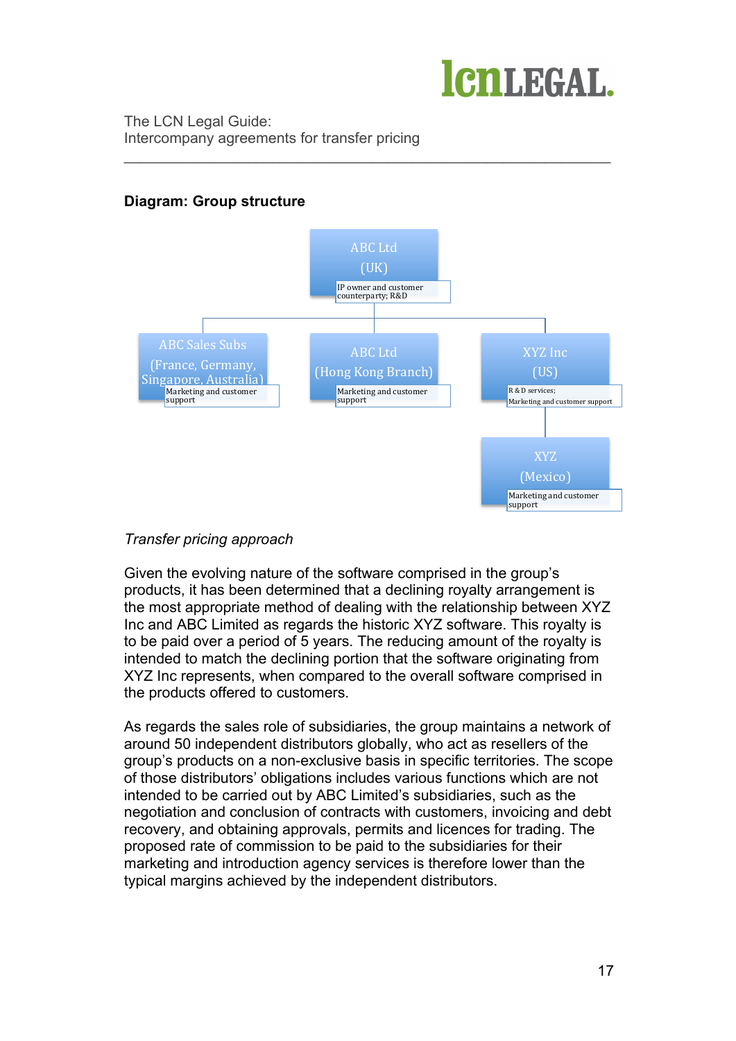**Diagram: Group structure**

ABC Ltd (UK)
IP owner and customer counterparty; R&D

ABC Sales Subs (France, Germany, Singapore, Australia)
Marketing and customer support

ABC Ltd (Hong Kong Branch)
Marketing and customer support

XYZ Inc (US)
R & D services; Marketing and customer support

XYZ (Mexico)
Marketing and customer support

*Transfer pricing approach*

Given the evolving nature of the software comprised in the group's products, it has been determined that a declining royalty arrangement is the most appropriate method of dealing with the relationship between XYZ Inc and ABC Limited as regards the historic XYZ software. This royalty is to be paid over a period of 5 years. The reducing amount of the royalty is intended to match the declining portion that the software originating from XYZ Inc represents, when compared to the overall software comprised in the products offered to customers.

As regards the sales role of subsidiaries, the group maintains a network of around 50 independent distributors globally, who act as resellers of the group's products on a non-exclusive basis in specific territories. The scope of those distributors' obligations includes various functions which are not intended to be carried out by ABC Limited's subsidiaries, such as the negotiation and conclusion of contracts with customers, invoicing and debt recovery, and obtaining approvals, permits and licences for trading. The proposed rate of commission to be paid to the subsidiaries for their marketing and introduction agency services is therefore lower than the typical margins achieved by the independent distributors.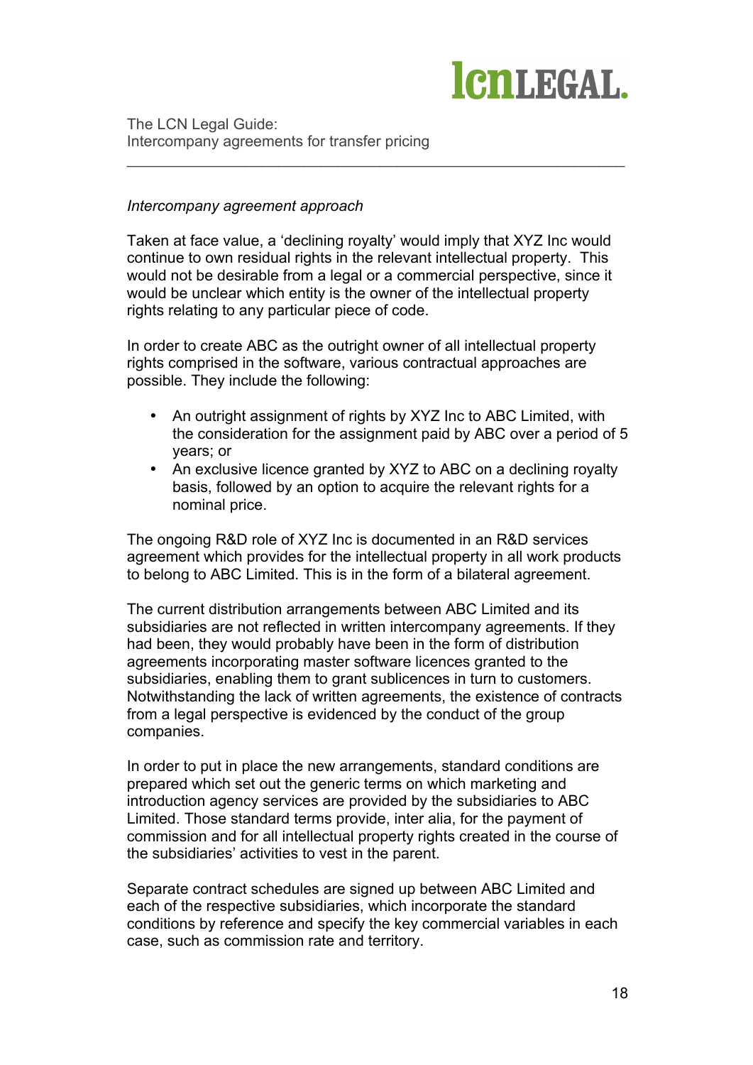*Intercompany agreement approach*

Taken at face value, a 'declining royalty' would imply that XYZ Inc would continue to own residual rights in the relevant intellectual property. This would not be desirable from a legal or a commercial perspective, since it would be unclear which entity is the owner of the intellectual property rights relating to any particular piece of code.

In order to create ABC as the outright owner of all intellectual property rights comprised in the software, various contractual approaches are possible. They include the following:

- An outright assignment of rights by XYZ Inc to ABC Limited, with the consideration for the assignment paid by ABC over a period of 5 years; or
- An exclusive licence granted by XYZ to ABC on a declining royalty basis, followed by an option to acquire the relevant rights for a nominal price.

The ongoing R&D role of XYZ Inc is documented in an R&D services agreement which provides for the intellectual property in all work products to belong to ABC Limited. This is in the form of a bilateral agreement.

The current distribution arrangements between ABC Limited and its subsidiaries are not reflected in written intercompany agreements. If they had been, they would probably have been in the form of distribution agreements incorporating master software licences granted to the subsidiaries, enabling them to grant sublicences in turn to customers. Notwithstanding the lack of written agreements, the existence of contracts from a legal perspective is evidenced by the conduct of the group companies.

In order to put in place the new arrangements, standard conditions are prepared which set out the generic terms on which marketing and introduction agency services are provided by the subsidiaries to ABC Limited. Those standard terms provide, inter alia, for the payment of commission and for all intellectual property rights created in the course of the subsidiaries' activities to vest in the parent.

Separate contract schedules are signed up between ABC Limited and each of the respective subsidiaries, which incorporate the standard conditions by reference and specify the key commercial variables in each case, such as commission rate and territory.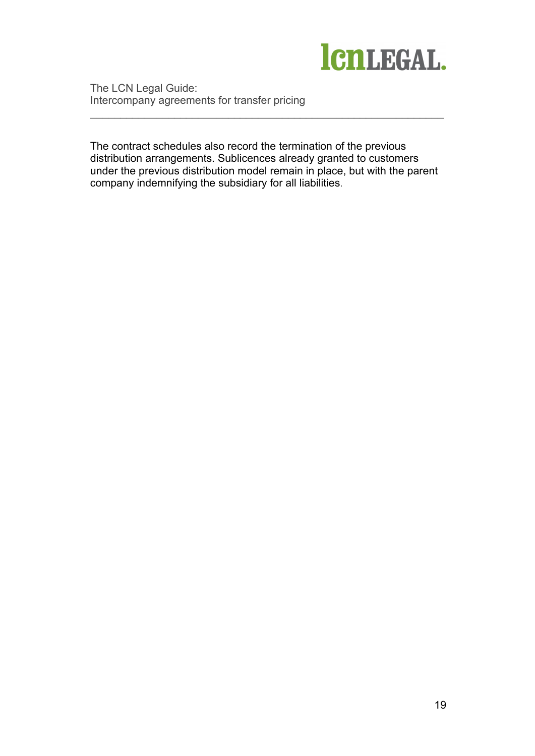The contract schedules also record the termination of the previous distribution arrangements. Sublicences already granted to customers under the previous distribution model remain in place, but with the parent company indemnifying the subsidiary for all liabilities.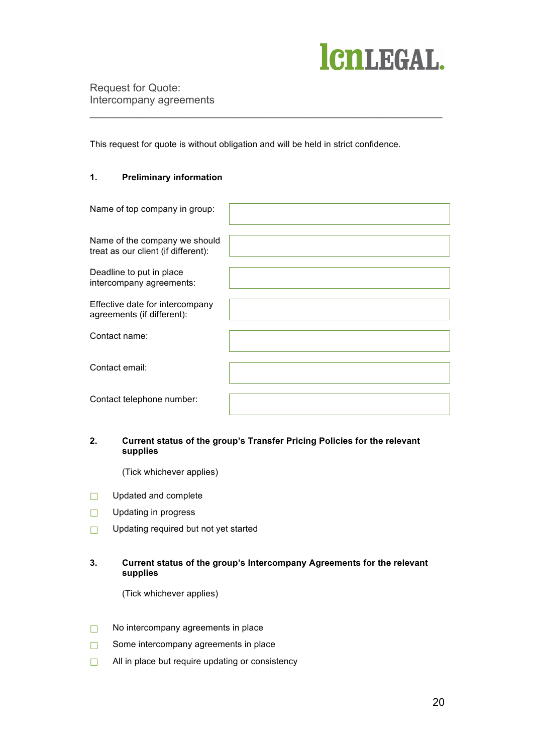Request for Quote:
Intercompany agreements

---

This request for quote is without obligation and will be held in strict confidence.

## 1. Preliminary information

| | |
|---|---|
| Name of top company in group: | |
| Name of the company we should treat as our client (if different): | |
| Deadline to put in place intercompany agreements: | |
| Effective date for intercompany agreements (if different): | |
| Contact name: | |
| Contact email: | |
| Contact telephone number: | |

## 2. Current status of the group's Transfer Pricing Policies for the relevant supplies

(Tick whichever applies)

- ☐ Updated and complete
- ☐ Updating in progress
- ☐ Updating required but not yet started

## 3. Current status of the group's Intercompany Agreements for the relevant supplies

(Tick whichever applies)

- ☐ No intercompany agreements in place
- ☐ Some intercompany agreements in place
- ☐ All in place but require updating or consistency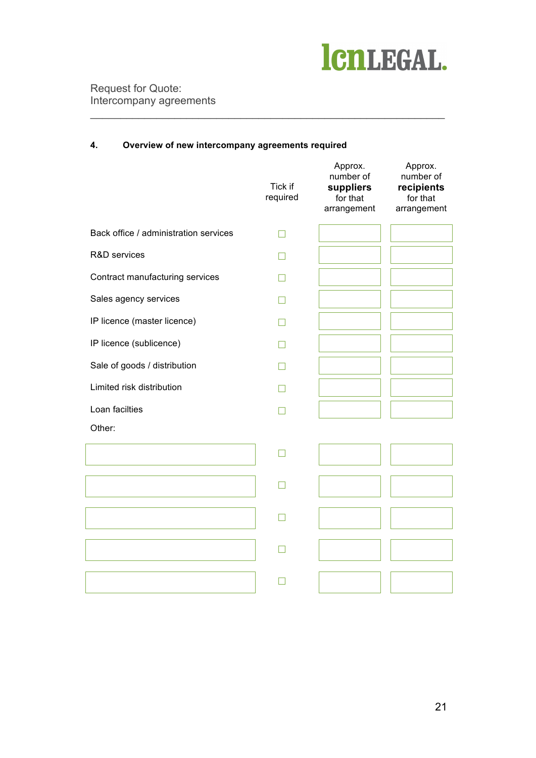Request for Quote:
Intercompany agreements

### 4. Overview of new intercompany agreements required

| | Tick if required | Approx. number of **suppliers** for that arrangement | Approx. number of **recipients** for that arrangement |
|---|---|---|---|
| Back office / administration services | ☐ | | |
| R&D services | ☐ | | |
| Contract manufacturing services | ☐ | | |
| Sales agency services | ☐ | | |
| IP licence (master licence) | ☐ | | |
| IP licence (sublicence) | ☐ | | |
| Sale of goods / distribution | ☐ | | |
| Limited risk distribution | ☐ | | |
| Loan facilties | ☐ | | |
| Other: | | | |
| | ☐ | | |
| | ☐ | | |
| | ☐ | | |
| | ☐ | | |
| | ☐ | | |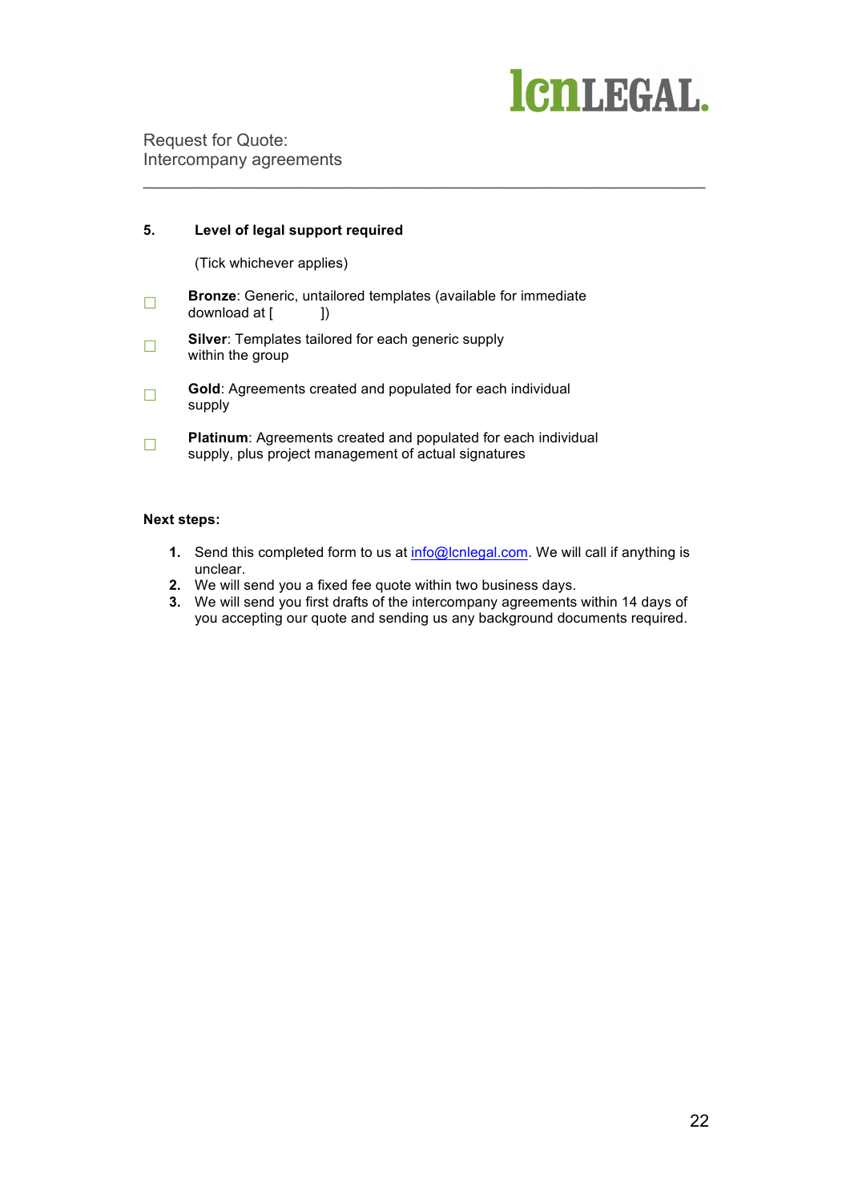### 5. Level of legal support required

(Tick whichever applies)

☐ **Bronze**: Generic, untailored templates (available for immediate download at [ ])

☐ **Silver**: Templates tailored for each generic supply within the group

☐ **Gold**: Agreements created and populated for each individual supply

☐ **Platinum**: Agreements created and populated for each individual supply, plus project management of actual signatures

**Next steps:**

1. Send this completed form to us at info@lcnlegal.com. We will call if anything is unclear.
2. We will send you a fixed fee quote within two business days.
3. We will send you first drafts of the intercompany agreements within 14 days of you accepting our quote and sending us any background documents required.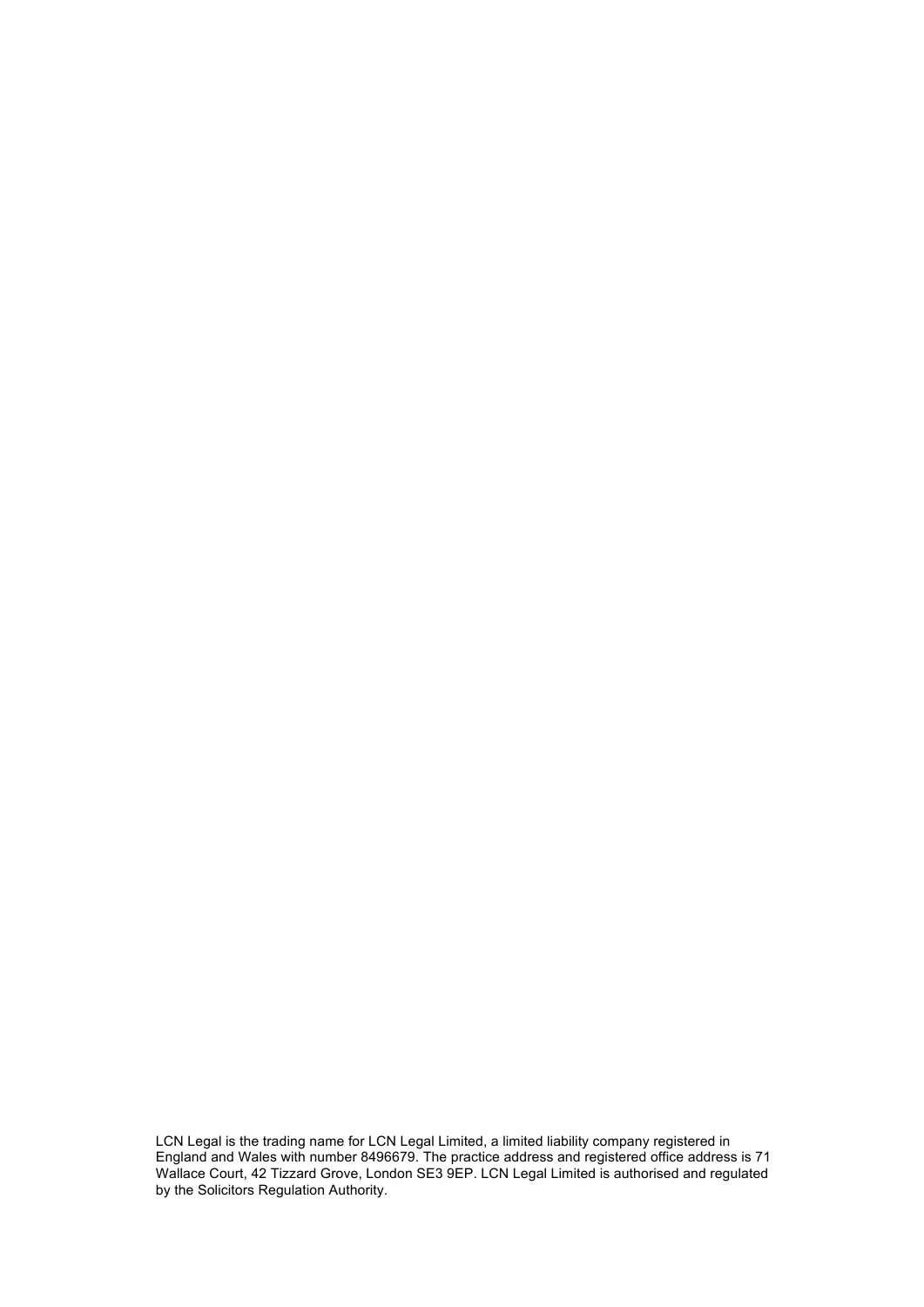LCN Legal is the trading name for LCN Legal Limited, a limited liability company registered in England and Wales with number 8496679. The practice address and registered office address is 71 Wallace Court, 42 Tizzard Grove, London SE3 9EP. LCN Legal Limited is authorised and regulated by the Solicitors Regulation Authority.